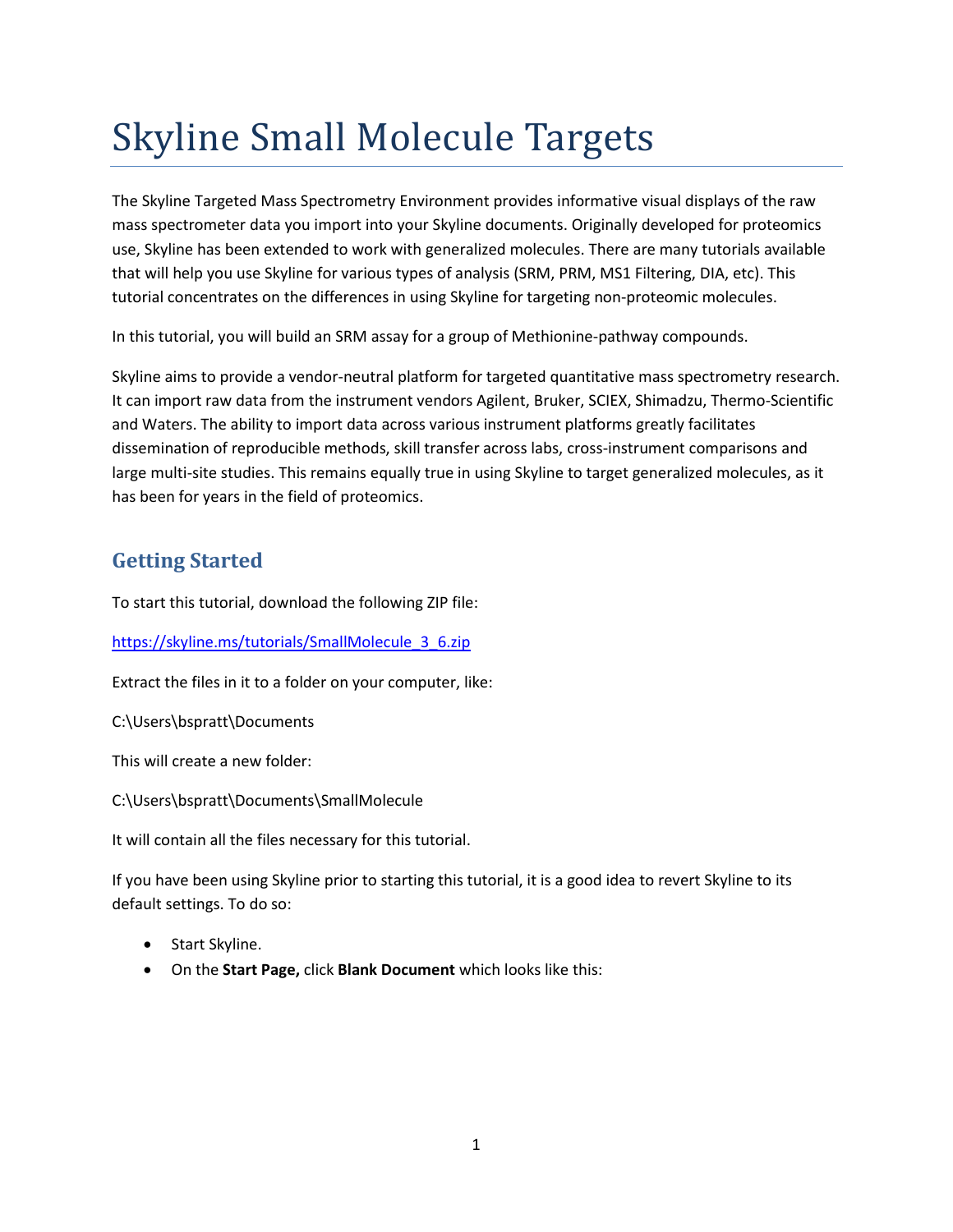# Skyline Small Molecule Targets

The Skyline Targeted Mass Spectrometry Environment provides informative visual displays of the raw mass spectrometer data you import into your Skyline documents. Originally developed for proteomics use, Skyline has been extended to work with generalized molecules. There are many tutorials available that will help you use Skyline for various types of analysis (SRM, PRM, MS1 Filtering, DIA, etc). This tutorial concentrates on the differences in using Skyline for targeting non-proteomic molecules.

In this tutorial, you will build an SRM assay for a group of Methionine-pathway compounds.

Skyline aims to provide a vendor-neutral platform for targeted quantitative mass spectrometry research. It can import raw data from the instrument vendors Agilent, Bruker, SCIEX, Shimadzu, Thermo-Scientific and Waters. The ability to import data across various instrument platforms greatly facilitates dissemination of reproducible methods, skill transfer across labs, cross-instrument comparisons and large multi-site studies. This remains equally true in using Skyline to target generalized molecules, as it has been for years in the field of proteomics.

## Getting Started

To start this tutorial, download the following ZIP file:

[https://skyline.ms/tutorials/SmallMolecule_3_6.zip](https://skyline.ms/tutorials/SmallMolecule_3_6.zip)

Extract the files in it to a folder on your computer, like:

C:\Users\bspratt\Documents

This will create a new folder:

C:\Users\bspratt\Documents\SmallMolecule

It will contain all the files necessary for this tutorial.

If you have been using Skyline prior to starting this tutorial, it is a good idea to revert Skyline to its default settings. To do so:

- Start Skyline.
- On the **Start Page,** click **Blank Document** which looks like this: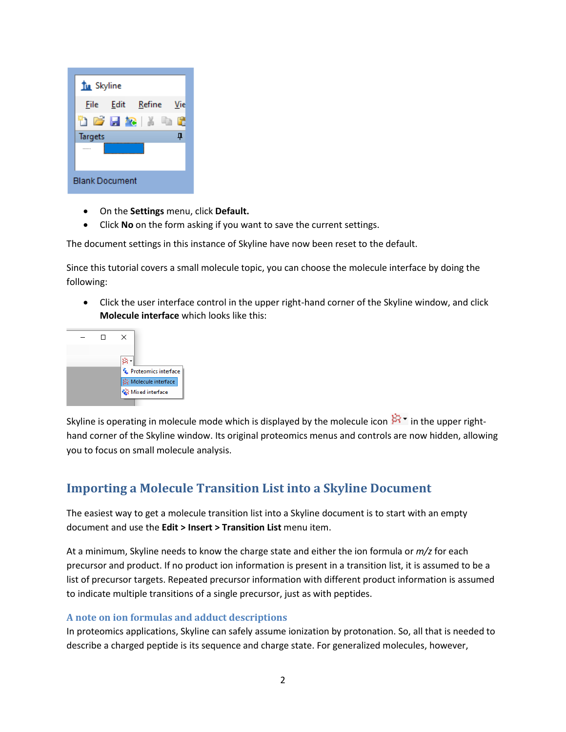- On the **Settings** menu, click **Default.**
- Click **No** on the form asking if you want to save the current settings.

The document settings in this instance of Skyline have now been reset to the default.

Since this tutorial covers a small molecule topic, you can choose the molecule interface by doing the following:

- Click the user interface control in the upper right-hand corner of the Skyline window, and click **Molecule interface** which looks like this:

Skyline is operating in molecule mode which is displayed by the molecule icon in the upper right-hand corner of the Skyline window. Its original proteomics menus and controls are now hidden, allowing you to focus on small molecule analysis.

## Importing a Molecule Transition List into a Skyline Document

The easiest way to get a molecule transition list into a Skyline document is to start with an empty document and use the **Edit > Insert > Transition List** menu item.

At a minimum, Skyline needs to know the charge state and either the ion formula or *m/z* for each precursor and product. If no product ion information is present in a transition list, it is assumed to be a list of precursor targets. Repeated precursor information with different product information is assumed to indicate multiple transitions of a single precursor, just as with peptides.

### A note on ion formulas and adduct descriptions

In proteomics applications, Skyline can safely assume ionization by protonation. So, all that is needed to describe a charged peptide is its sequence and charge state. For generalized molecules, however,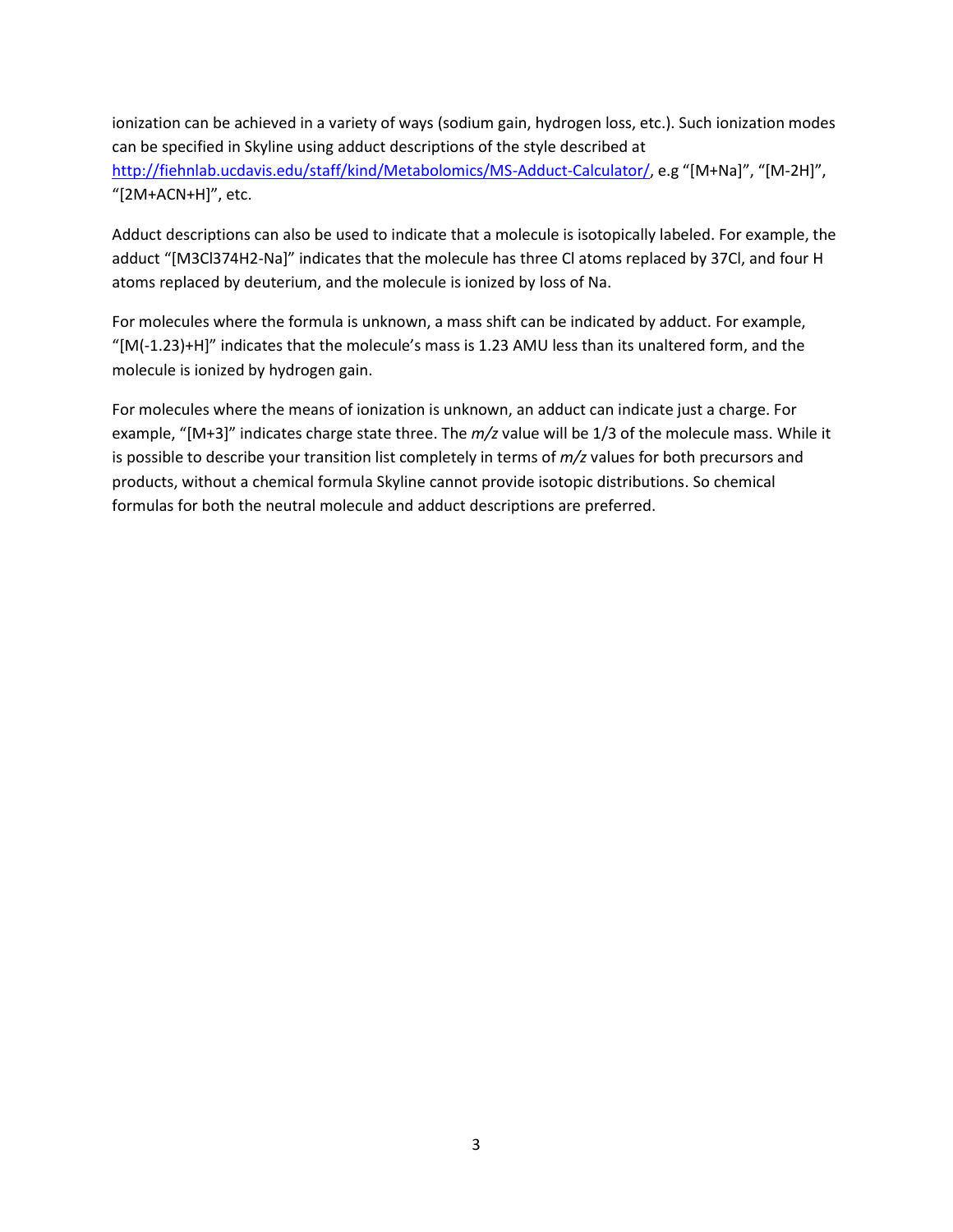ionization can be achieved in a variety of ways (sodium gain, hydrogen loss, etc.). Such ionization modes can be specified in Skyline using adduct descriptions of the style described at [http://fiehnlab.ucdavis.edu/staff/kind/Metabolomics/MS-Adduct-Calculator/](http://fiehnlab.ucdavis.edu/staff/kind/Metabolomics/MS-Adduct-Calculator/), e.g "[M+Na]", "[M-2H]", "[2M+ACN+H]", etc.

Adduct descriptions can also be used to indicate that a molecule is isotopically labeled. For example, the adduct "[M3Cl374H2-Na]" indicates that the molecule has three Cl atoms replaced by 37Cl, and four H atoms replaced by deuterium, and the molecule is ionized by loss of Na.

For molecules where the formula is unknown, a mass shift can be indicated by adduct. For example, "[M(-1.23)+H]" indicates that the molecule's mass is 1.23 AMU less than its unaltered form, and the molecule is ionized by hydrogen gain.

For molecules where the means of ionization is unknown, an adduct can indicate just a charge. For example, "[M+3]" indicates charge state three. The *m/z* value will be 1/3 of the molecule mass. While it is possible to describe your transition list completely in terms of *m/z* values for both precursors and products, without a chemical formula Skyline cannot provide isotopic distributions. So chemical formulas for both the neutral molecule and adduct descriptions are preferred.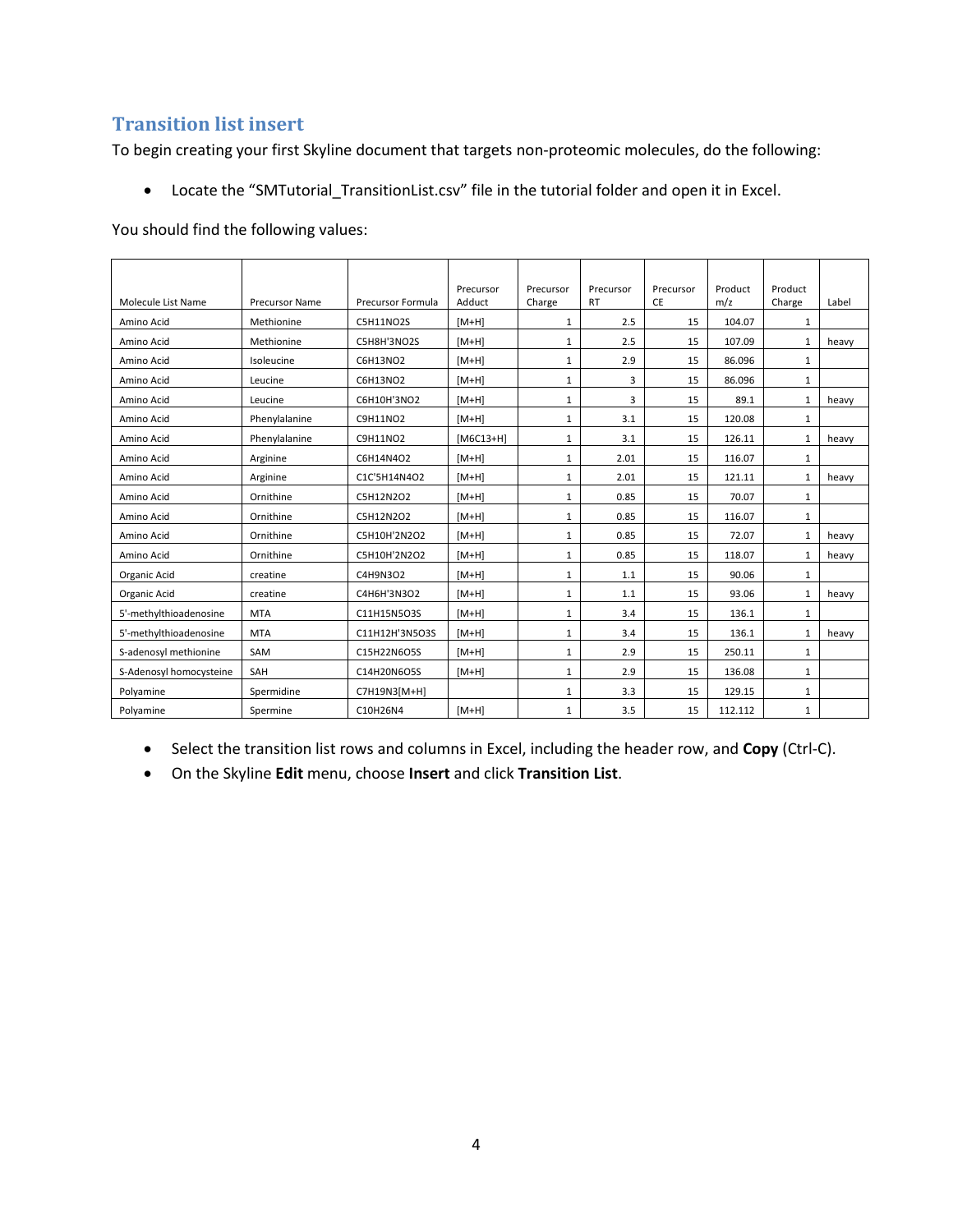## Transition list insert

To begin creating your first Skyline document that targets non-proteomic molecules, do the following:

- Locate the "SMTutorial_TransitionList.csv" file in the tutorial folder and open it in Excel.

You should find the following values:

| Molecule List Name | Precursor Name | Precursor Formula | Precursor Adduct | Precursor Charge | Precursor RT | Precursor CE | Product m/z | Product Charge | Label |
|---|---|---|---|---|---|---|---|---|---|
| Amino Acid | Methionine | C5H11NO2S | [M+H] | 1 | 2.5 | 15 | 104.07 | 1 | |
| Amino Acid | Methionine | C5H8H'3NO2S | [M+H] | 1 | 2.5 | 15 | 107.09 | 1 | heavy |
| Amino Acid | Isoleucine | C6H13NO2 | [M+H] | 1 | 2.9 | 15 | 86.096 | 1 | |
| Amino Acid | Leucine | C6H13NO2 | [M+H] | 1 | 3 | 15 | 86.096 | 1 | |
| Amino Acid | Leucine | C6H10H'3NO2 | [M+H] | 1 | 3 | 15 | 89.1 | 1 | heavy |
| Amino Acid | Phenylalanine | C9H11NO2 | [M+H] | 1 | 3.1 | 15 | 120.08 | 1 | |
| Amino Acid | Phenylalanine | C9H11NO2 | [M6C13+H] | 1 | 3.1 | 15 | 126.11 | 1 | heavy |
| Amino Acid | Arginine | C6H14N4O2 | [M+H] | 1 | 2.01 | 15 | 116.07 | 1 | |
| Amino Acid | Arginine | C1C'5H14N4O2 | [M+H] | 1 | 2.01 | 15 | 121.11 | 1 | heavy |
| Amino Acid | Ornithine | C5H12N2O2 | [M+H] | 1 | 0.85 | 15 | 70.07 | 1 | |
| Amino Acid | Ornithine | C5H12N2O2 | [M+H] | 1 | 0.85 | 15 | 116.07 | 1 | |
| Amino Acid | Ornithine | C5H10H'2N2O2 | [M+H] | 1 | 0.85 | 15 | 72.07 | 1 | heavy |
| Amino Acid | Ornithine | C5H10H'2N2O2 | [M+H] | 1 | 0.85 | 15 | 118.07 | 1 | heavy |
| Organic Acid | creatine | C4H9N3O2 | [M+H] | 1 | 1.1 | 15 | 90.06 | 1 | |
| Organic Acid | creatine | C4H6H'3N3O2 | [M+H] | 1 | 1.1 | 15 | 93.06 | 1 | heavy |
| 5'-methylthioadenosine | MTA | C11H15N5O3S | [M+H] | 1 | 3.4 | 15 | 136.1 | 1 | |
| 5'-methylthioadenosine | MTA | C11H12H'3N5O3S | [M+H] | 1 | 3.4 | 15 | 136.1 | 1 | heavy |
| S-adenosyl methionine | SAM | C15H22N6O5S | [M+H] | 1 | 2.9 | 15 | 250.11 | 1 | |
| S-Adenosyl homocysteine | SAH | C14H20N6O5S | [M+H] | 1 | 2.9 | 15 | 136.08 | 1 | |
| Polyamine | Spermidine | C7H19N3[M+H] | | 1 | 3.3 | 15 | 129.15 | 1 | |
| Polyamine | Spermine | C10H26N4 | [M+H] | 1 | 3.5 | 15 | 112.112 | 1 | |

- Select the transition list rows and columns in Excel, including the header row, and **Copy** (Ctrl-C).
- On the Skyline **Edit** menu, choose **Insert** and click **Transition List**.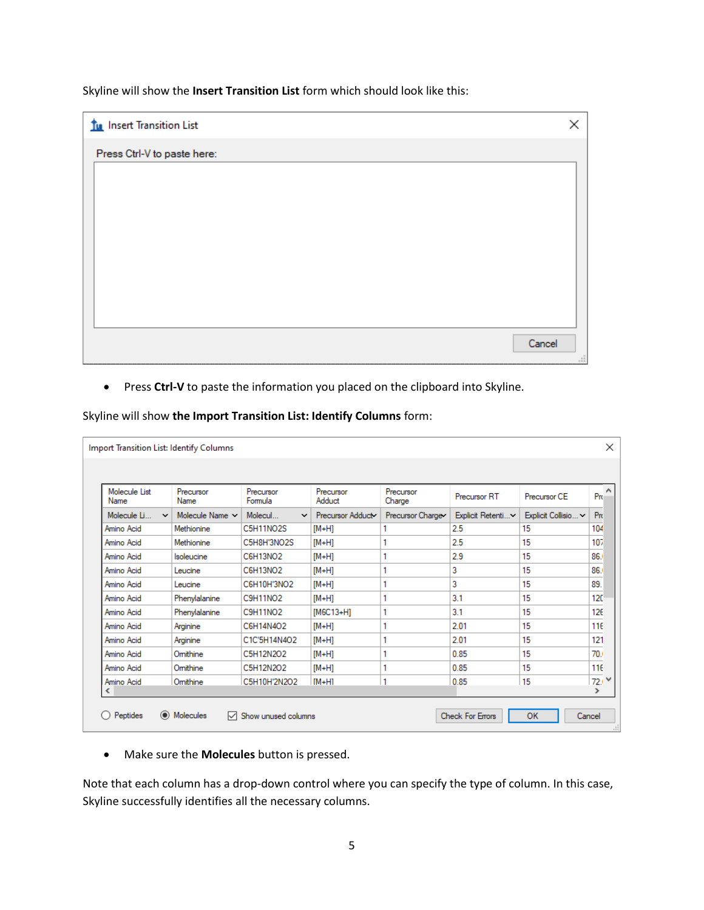Skyline will show the **Insert Transition List** form which should look like this:

**Insert Transition List**

Press Ctrl-V to paste here:

Cancel

- Press **Ctrl-V** to paste the information you placed on the clipboard into Skyline.

Skyline will show **the Import Transition List: Identify Columns** form:

**Import Transition List: Identify Columns**

| Molecule List Name | Precursor Name | Precursor Formula | Precursor Adduct | Precursor Charge | Precursor RT | Precursor CE | Pr |
|---|---|---|---|---|---|---|---|
| Molecule Li... | Molecule Name | Molecul... | Precursor Adduct | Precursor Charge | Explicit Retenti... | Explicit Collisio... | Pr |
| Amino Acid | Methionine | C5H11NO2S | [M+H] | 1 | 2.5 | 15 | 104 |
| Amino Acid | Methionine | C5H8H'3NO2S | [M+H] | 1 | 2.5 | 15 | 107 |
| Amino Acid | Isoleucine | C6H13NO2 | [M+H] | 1 | 2.9 | 15 | 86. |
| Amino Acid | Leucine | C6H13NO2 | [M+H] | 1 | 3 | 15 | 86. |
| Amino Acid | Leucine | C6H10H'3NO2 | [M+H] | 1 | 3 | 15 | 89. |
| Amino Acid | Phenylalanine | C9H11NO2 | [M+H] | 1 | 3.1 | 15 | 120 |
| Amino Acid | Phenylalanine | C9H11NO2 | [M6C13+H] | 1 | 3.1 | 15 | 126 |
| Amino Acid | Arginine | C6H14N4O2 | [M+H] | 1 | 2.01 | 15 | 116 |
| Amino Acid | Arginine | C1C'5H14N4O2 | [M+H] | 1 | 2.01 | 15 | 121 |
| Amino Acid | Ornithine | C5H12N2O2 | [M+H] | 1 | 0.85 | 15 | 70. |
| Amino Acid | Ornithine | C5H12N2O2 | [M+H] | 1 | 0.85 | 15 | 116 |
| Amino Acid | Ornithine | C5H10H'2N2O2 | [M+H] | 1 | 0.85 | 15 | 72. |

○ Peptides ◉ Molecules ☑ Show unused columns — Check For Errors | OK | Cancel

- Make sure the **Molecules** button is pressed.

Note that each column has a drop-down control where you can specify the type of column. In this case, Skyline successfully identifies all the necessary columns.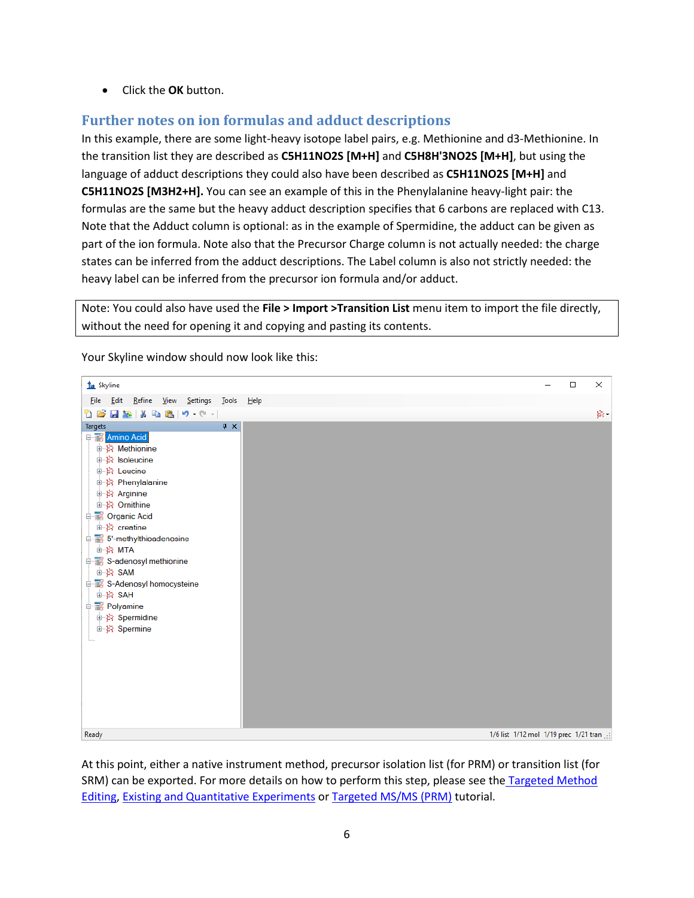- Click the **OK** button.

## Further notes on ion formulas and adduct descriptions

In this example, there are some light-heavy isotope label pairs, e.g. Methionine and d3-Methionine. In the transition list they are described as **C5H11NO2S [M+H]** and **C5H8H'3NO2S [M+H]**, but using the language of adduct descriptions they could also have been described as **C5H11NO2S [M+H]** and **C5H11NO2S [M3H2+H].** You can see an example of this in the Phenylalanine heavy-light pair: the formulas are the same but the heavy adduct description specifies that 6 carbons are replaced with C13. Note that the Adduct column is optional: as in the example of Spermidine, the adduct can be given as part of the ion formula. Note also that the Precursor Charge column is not actually needed: the charge states can be inferred from the adduct descriptions. The Label column is also not strictly needed: the heavy label can be inferred from the precursor ion formula and/or adduct.

> Note: You could also have used the **File > Import >Transition List** menu item to import the file directly, without the need for opening it and copying and pasting its contents.

Your Skyline window should now look like this:

At this point, either a native instrument method, precursor isolation list (for PRM) or transition list (for SRM) can be exported. For more details on how to perform this step, please see the Targeted Method Editing, Existing and Quantitative Experiments or Targeted MS/MS (PRM) tutorial.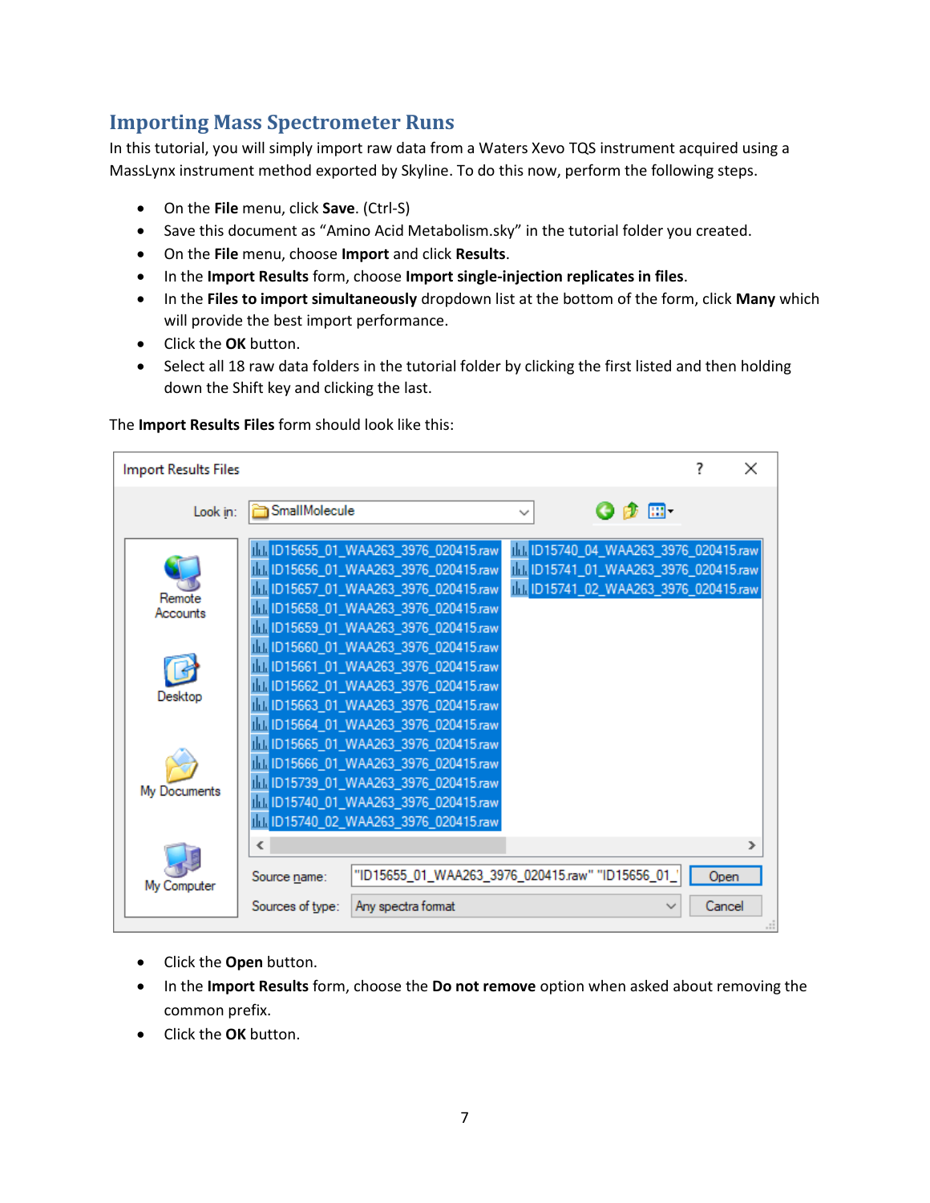## Importing Mass Spectrometer Runs

In this tutorial, you will simply import raw data from a Waters Xevo TQS instrument acquired using a MassLynx instrument method exported by Skyline. To do this now, perform the following steps.

- On the **File** menu, click **Save**. (Ctrl-S)
- Save this document as "Amino Acid Metabolism.sky" in the tutorial folder you created.
- On the **File** menu, choose **Import** and click **Results**.
- In the **Import Results** form, choose **Import single-injection replicates in files**.
- In the **Files to import simultaneously** dropdown list at the bottom of the form, click **Many** which will provide the best import performance.
- Click the **OK** button.
- Select all 18 raw data folders in the tutorial folder by clicking the first listed and then holding down the Shift key and clicking the last.

The **Import Results Files** form should look like this:

- Click the **Open** button.
- In the **Import Results** form, choose the **Do not remove** option when asked about removing the common prefix.
- Click the **OK** button.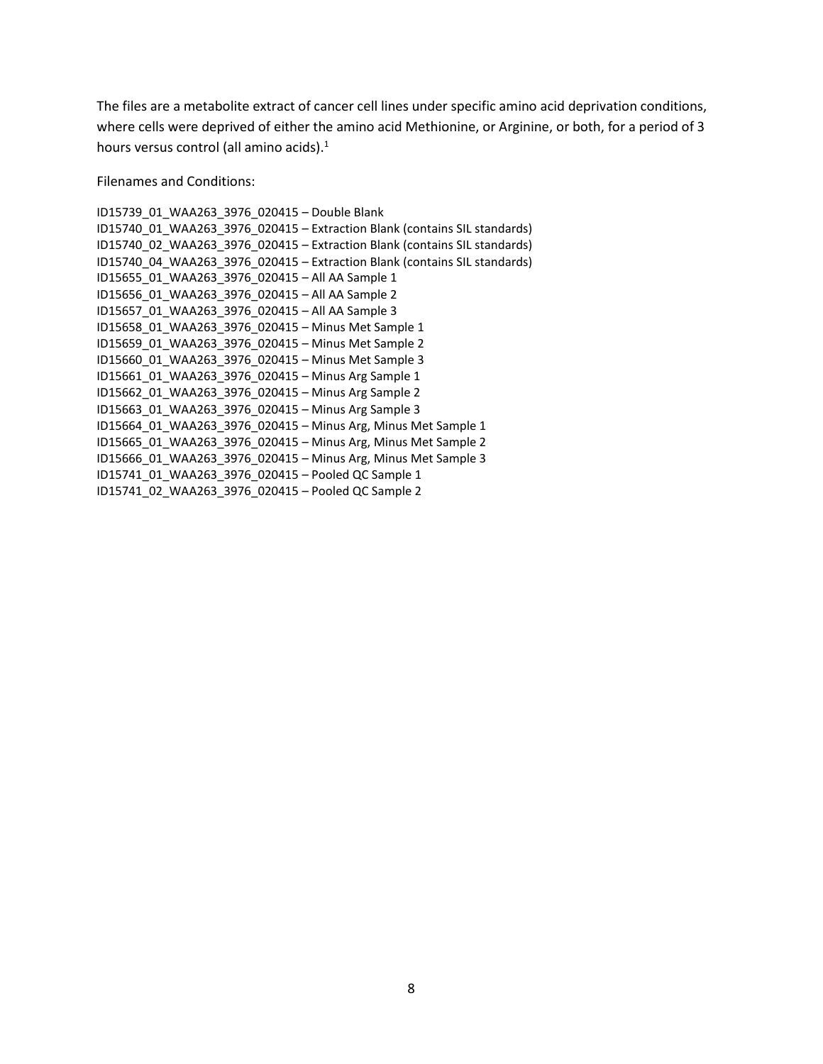The files are a metabolite extract of cancer cell lines under specific amino acid deprivation conditions, where cells were deprived of either the amino acid Methionine, or Arginine, or both, for a period of 3 hours versus control (all amino acids).[1]

Filenames and Conditions:

ID15739_01_WAA263_3976_020415 – Double Blank
ID15740_01_WAA263_3976_020415 – Extraction Blank (contains SIL standards)
ID15740_02_WAA263_3976_020415 – Extraction Blank (contains SIL standards)
ID15740_04_WAA263_3976_020415 – Extraction Blank (contains SIL standards)
ID15655_01_WAA263_3976_020415 – All AA Sample 1
ID15656_01_WAA263_3976_020415 – All AA Sample 2
ID15657_01_WAA263_3976_020415 – All AA Sample 3
ID15658_01_WAA263_3976_020415 – Minus Met Sample 1
ID15659_01_WAA263_3976_020415 – Minus Met Sample 2
ID15660_01_WAA263_3976_020415 – Minus Met Sample 3
ID15661_01_WAA263_3976_020415 – Minus Arg Sample 1
ID15662_01_WAA263_3976_020415 – Minus Arg Sample 2
ID15663_01_WAA263_3976_020415 – Minus Arg Sample 3
ID15664_01_WAA263_3976_020415 – Minus Arg, Minus Met Sample 1
ID15665_01_WAA263_3976_020415 – Minus Arg, Minus Met Sample 2
ID15666_01_WAA263_3976_020415 – Minus Arg, Minus Met Sample 3
ID15741_01_WAA263_3976_020415 – Pooled QC Sample 1
ID15741_02_WAA263_3976_020415 – Pooled QC Sample 2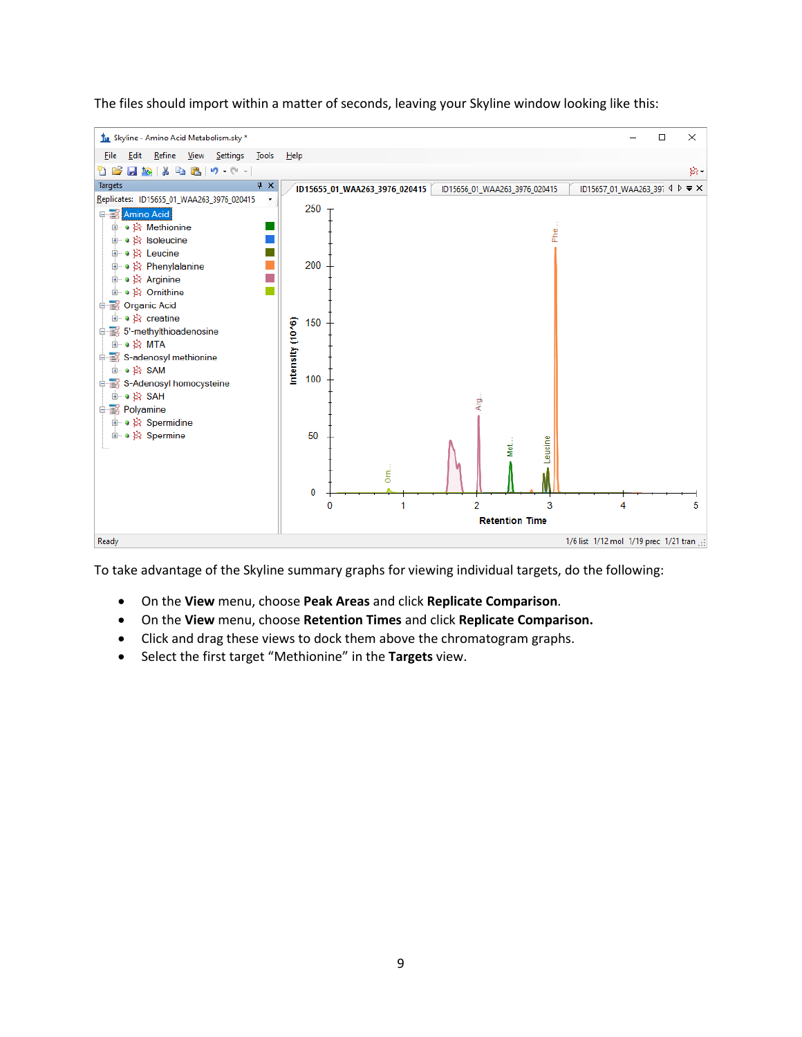The files should import within a matter of seconds, leaving your Skyline window looking like this:

To take advantage of the Skyline summary graphs for viewing individual targets, do the following:

- On the **View** menu, choose **Peak Areas** and click **Replicate Comparison**.
- On the **View** menu, choose **Retention Times** and click **Replicate Comparison.**
- Click and drag these views to dock them above the chromatogram graphs.
- Select the first target "Methionine" in the **Targets** view.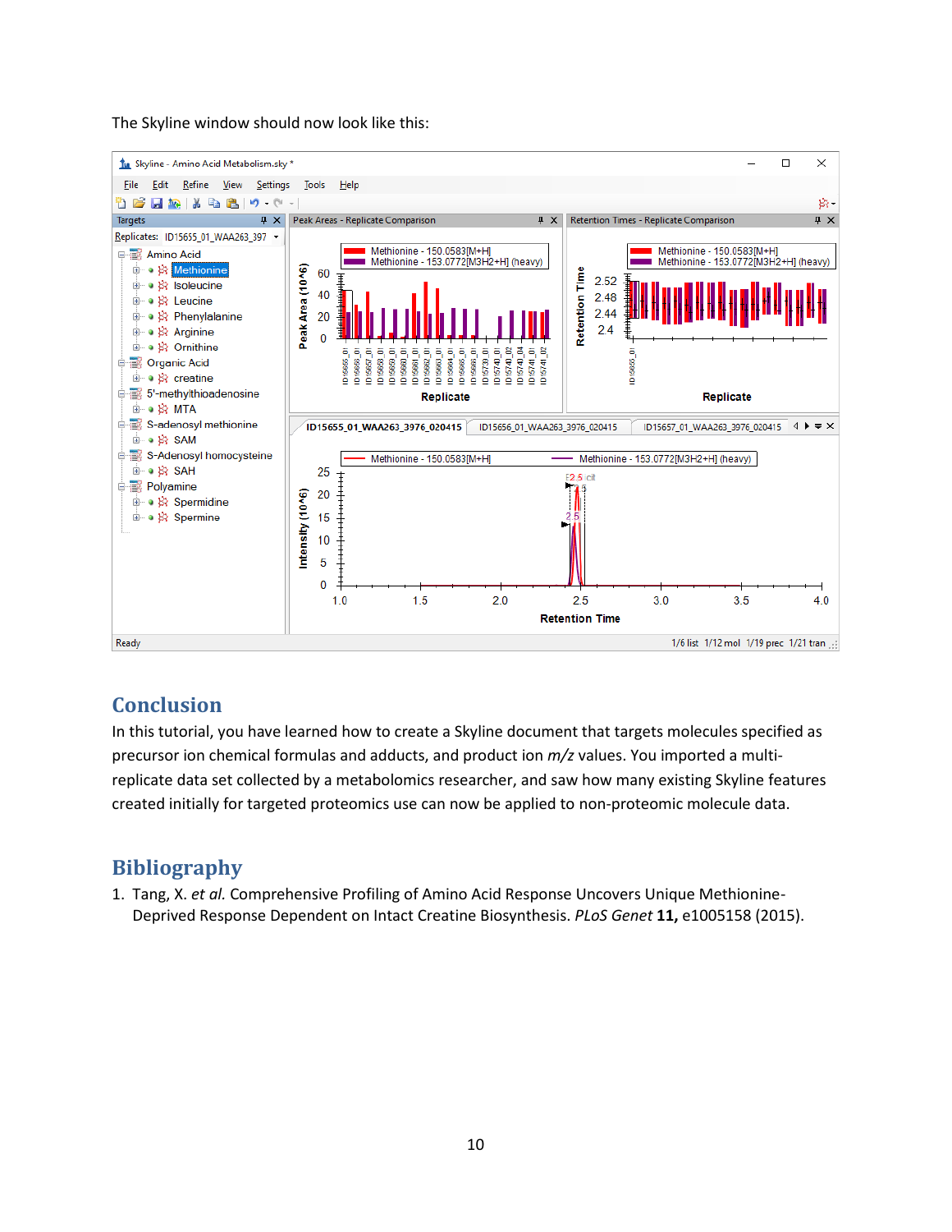The Skyline window should now look like this:

## Conclusion

In this tutorial, you have learned how to create a Skyline document that targets molecules specified as precursor ion chemical formulas and adducts, and product ion *m/z* values. You imported a multi-replicate data set collected by a metabolomics researcher, and saw how many existing Skyline features created initially for targeted proteomics use can now be applied to non-proteomic molecule data.

## Bibliography

1. Tang, X. *et al.* Comprehensive Profiling of Amino Acid Response Uncovers Unique Methionine-Deprived Response Dependent on Intact Creatine Biosynthesis. *PLoS Genet* **11,** e1005158 (2015).